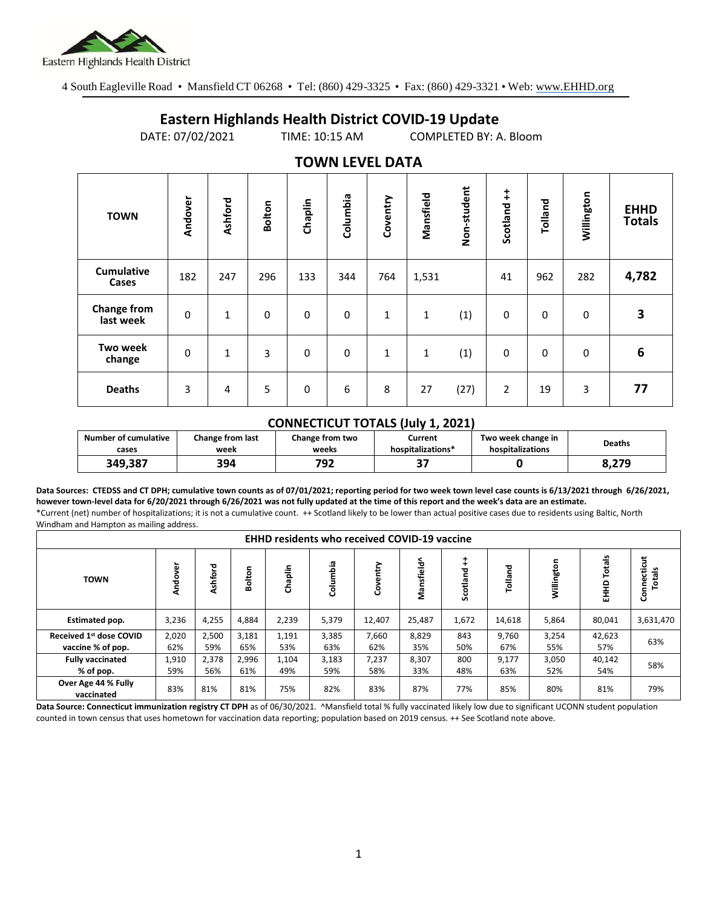Eastern Highlands Health District

4 South Eagleville Road • Mansfield CT 06268 • Tel: (860) 429-3325 • Fax: (860) 429-3321 • Web: www.EHHD.org

# Eastern Highlands Health District COVID-19 Update

DATE: 07/02/2021 TIME: 10:15 AM COMPLETED BY: A. Bloom

## TOWN LEVEL DATA

| TOWN | Andover | Ashford | Bolton | Chaplin | Columbia | Coventry | Mansfield | Non-student | Scotland ++ | Tolland | Willington | EHHD Totals |
|---|---|---|---|---|---|---|---|---|---|---|---|---|
| Cumulative Cases | 182 | 247 | 296 | 133 | 344 | 764 | 1,531 | | 41 | 962 | 282 | **4,782** |
| Change from last week | 0 | 1 | 0 | 0 | 0 | 1 | 1 | (1) | 0 | 0 | 0 | **3** |
| Two week change | 0 | 1 | 3 | 0 | 0 | 1 | 1 | (1) | 0 | 0 | 0 | **6** |
| Deaths | 3 | 4 | 5 | 0 | 6 | 8 | 27 | (27) | 2 | 19 | 3 | **77** |

### CONNECTICUT TOTALS (July 1, 2021)

| Number of cumulative cases | Change from last week | Change from two weeks | Current hospitalizations* | Two week change in hospitalizations | Deaths |
|---|---|---|---|---|---|
| **349,387** | **394** | **792** | **37** | **0** | **8,279** |

**Data Sources: CTEDSS and CT DPH; cumulative town counts as of 07/01/2021; reporting period for two week town level case counts is 6/13/2021 through 6/26/2021, however town-level data for 6/20/2021 through 6/26/2021 was not fully updated at the time of this report and the week's data are an estimate.**
*Current (net) number of hospitalizations; it is not a cumulative count. ++ Scotland likely to be lower than actual positive cases due to residents using Baltic, North Windham and Hampton as mailing address.

| EHHD residents who received COVID-19 vaccine | | | | | | | | | | | | |
|---|---|---|---|---|---|---|---|---|---|---|---|---|
| **TOWN** | **Andover** | **Ashford** | **Bolton** | **Chaplin** | **Columbia** | **Coventry** | **Mansfield^** | **Scotland ++** | **Tolland** | **Willington** | **EHHD Totals** | **Connecticut Totals** |
| **Estimated pop.** | 3,236 | 4,255 | 4,884 | 2,239 | 5,379 | 12,407 | 25,487 | 1,672 | 14,618 | 5,864 | 80,041 | 3,631,470 |
| **Received 1st dose COVID vaccine % of pop.** | 2,020<br>62% | 2,500<br>59% | 3,181<br>65% | 1,191<br>53% | 3,385<br>63% | 7,660<br>62% | 8,829<br>35% | 843<br>50% | 9,760<br>67% | 3,254<br>55% | 42,623<br>57% | 63% |
| **Fully vaccinated % of pop.** | 1,910<br>59% | 2,378<br>56% | 2,996<br>61% | 1,104<br>49% | 3,183<br>59% | 7,237<br>58% | 8,307<br>33% | 800<br>48% | 9,177<br>63% | 3,050<br>52% | 40,142<br>54% | 58% |
| **Over Age 44 % Fully vaccinated** | 83% | 81% | 81% | 75% | 82% | 83% | 87% | 77% | 85% | 80% | 81% | 79% |

**Data Source: Connecticut immunization registry CT DPH** as of 06/30/2021. ^Mansfield total % fully vaccinated likely low due to significant UCONN student population counted in town census that uses hometown for vaccination data reporting; population based on 2019 census. ++ See Scotland note above.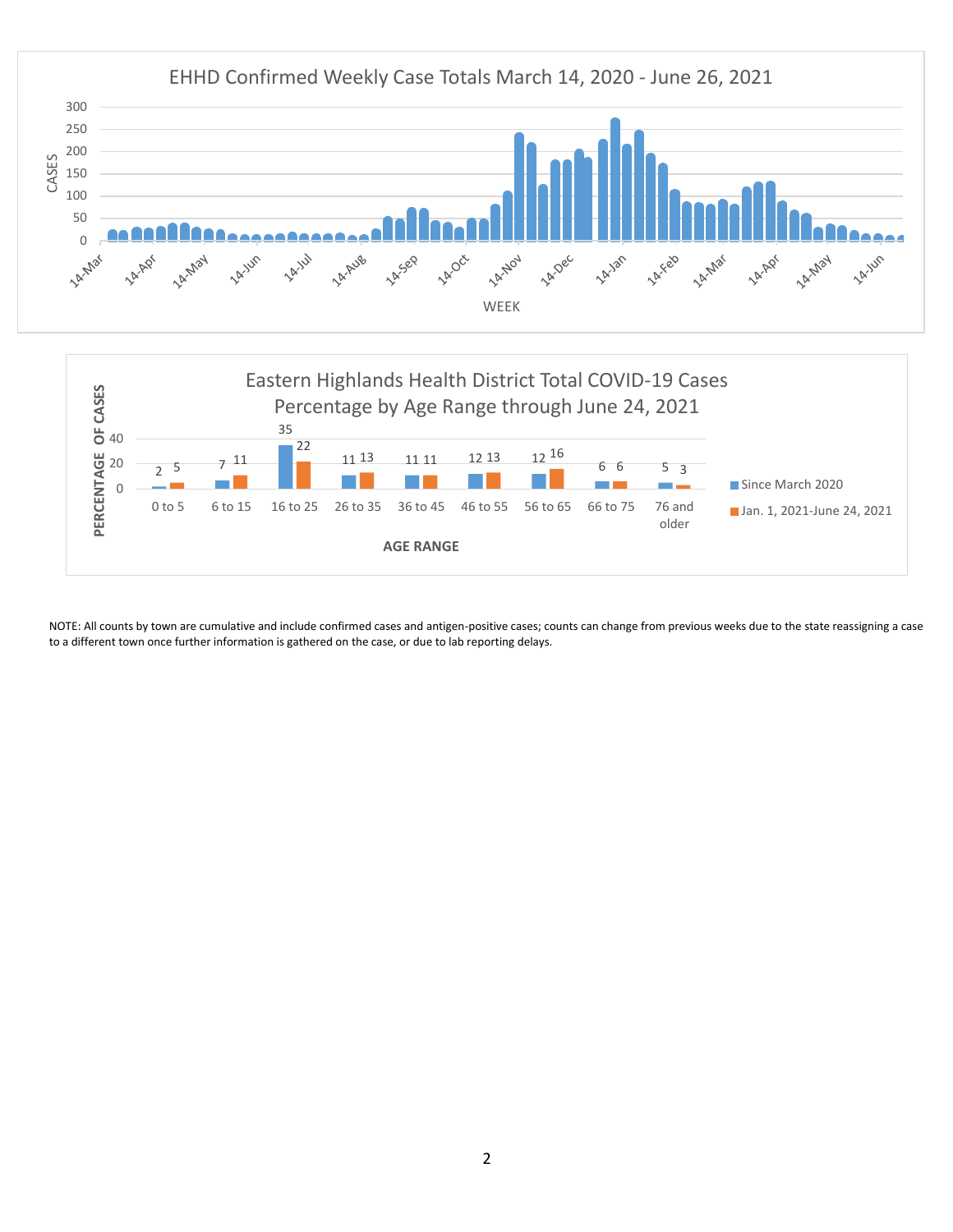EHHD Confirmed Weekly Case Totals March 14, 2020 - June 26, 2021

CASES

300
250
200
150
100
50
0

14-Mar 14-Apr 14-May 14-Jun 14-Jul 14-Aug 14-Sep 14-Oct 14-Nov 14-Dec 14-Jan 14-Feb 14-Mar 14-Apr 14-May 14-Jun

WEEK

Eastern Highlands Health District Total COVID-19 Cases
Percentage by Age Range through June 24, 2021

PERCENTAGE OF CASES

40
20
0

0 to 5: 2, 5
6 to 15: 7, 11
16 to 25: 35, 22
26 to 35: 11, 13
36 to 45: 11, 11
46 to 55: 12, 13
56 to 65: 12, 16
66 to 75: 6, 6
76 and older: 5, 3

AGE RANGE

Since March 2020
Jan. 1, 2021-June 24, 2021

NOTE: All counts by town are cumulative and include confirmed cases and antigen-positive cases; counts can change from previous weeks due to the state reassigning a case to a different town once further information is gathered on the case, or due to lab reporting delays.